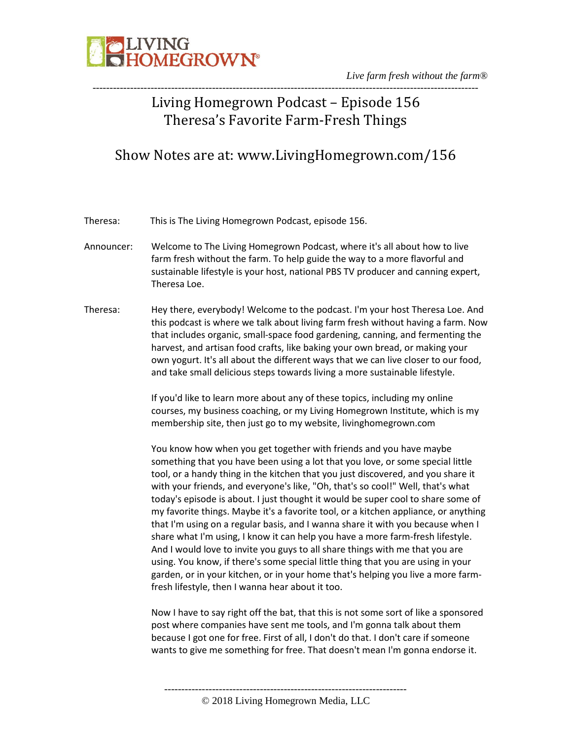# Living Homegrown Podcast – Episode 156
## Theresa's Favorite Farm-Fresh Things

### Show Notes are at: www.LivingHomegrown.com/156

**Theresa:** This is The Living Homegrown Podcast, episode 156.

**Announcer:** Welcome to The Living Homegrown Podcast, where it's all about how to live farm fresh without the farm. To help guide the way to a more flavorful and sustainable lifestyle is your host, national PBS TV producer and canning expert, Theresa Loe.

**Theresa:** Hey there, everybody! Welcome to the podcast. I'm your host Theresa Loe. And this podcast is where we talk about living farm fresh without having a farm. Now that includes organic, small-space food gardening, canning, and fermenting the harvest, and artisan food crafts, like baking your own bread, or making your own yogurt. It's all about the different ways that we can live closer to our food, and take small delicious steps towards living a more sustainable lifestyle.

If you'd like to learn more about any of these topics, including my online courses, my business coaching, or my Living Homegrown Institute, which is my membership site, then just go to my website, livinghomegrown.com

You know how when you get together with friends and you have maybe something that you have been using a lot that you love, or some special little tool, or a handy thing in the kitchen that you just discovered, and you share it with your friends, and everyone's like, "Oh, that's so cool!" Well, that's what today's episode is about. I just thought it would be super cool to share some of my favorite things. Maybe it's a favorite tool, or a kitchen appliance, or anything that I'm using on a regular basis, and I wanna share it with you because when I share what I'm using, I know it can help you have a more farm-fresh lifestyle. And I would love to invite you guys to all share things with me that you are using. You know, if there's some special little thing that you are using in your garden, or in your kitchen, or in your home that's helping you live a more farm-fresh lifestyle, then I wanna hear about it too.

Now I have to say right off the bat, that this is not some sort of like a sponsored post where companies have sent me tools, and I'm gonna talk about them because I got one for free. First of all, I don't do that. I don't care if someone wants to give me something for free. That doesn't mean I'm gonna endorse it.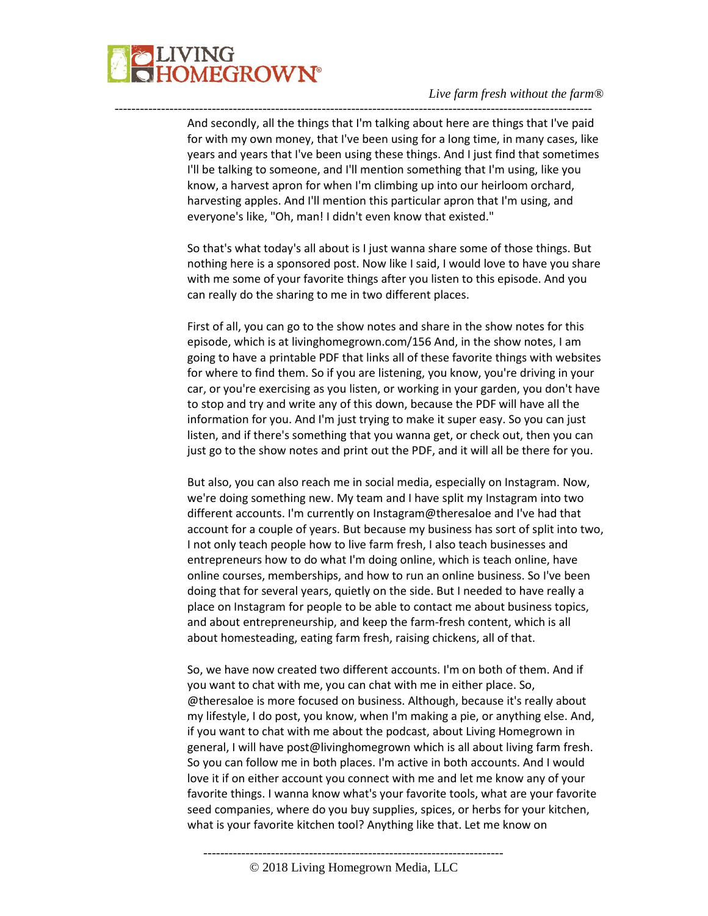And secondly, all the things that I'm talking about here are things that I've paid for with my own money, that I've been using for a long time, in many cases, like years and years that I've been using these things. And I just find that sometimes I'll be talking to someone, and I'll mention something that I'm using, like you know, a harvest apron for when I'm climbing up into our heirloom orchard, harvesting apples. And I'll mention this particular apron that I'm using, and everyone's like, "Oh, man! I didn't even know that existed."

So that's what today's all about is I just wanna share some of those things. But nothing here is a sponsored post. Now like I said, I would love to have you share with me some of your favorite things after you listen to this episode. And you can really do the sharing to me in two different places.

First of all, you can go to the show notes and share in the show notes for this episode, which is at livinghomegrown.com/156 And, in the show notes, I am going to have a printable PDF that links all of these favorite things with websites for where to find them. So if you are listening, you know, you're driving in your car, or you're exercising as you listen, or working in your garden, you don't have to stop and try and write any of this down, because the PDF will have all the information for you. And I'm just trying to make it super easy. So you can just listen, and if there's something that you wanna get, or check out, then you can just go to the show notes and print out the PDF, and it will all be there for you.

But also, you can also reach me in social media, especially on Instagram. Now, we're doing something new. My team and I have split my Instagram into two different accounts. I'm currently on Instagram@theresaloe and I've had that account for a couple of years. But because my business has sort of split into two, I not only teach people how to live farm fresh, I also teach businesses and entrepreneurs how to do what I'm doing online, which is teach online, have online courses, memberships, and how to run an online business. So I've been doing that for several years, quietly on the side. But I needed to have really a place on Instagram for people to be able to contact me about business topics, and about entrepreneurship, and keep the farm-fresh content, which is all about homesteading, eating farm fresh, raising chickens, all of that.

So, we have now created two different accounts. I'm on both of them. And if you want to chat with me, you can chat with me in either place. So, @theresaloe is more focused on business. Although, because it's really about my lifestyle, I do post, you know, when I'm making a pie, or anything else. And, if you want to chat with me about the podcast, about Living Homegrown in general, I will have post@livinghomegrown which is all about living farm fresh. So you can follow me in both places. I'm active in both accounts. And I would love it if on either account you connect with me and let me know any of your favorite things. I wanna know what's your favorite tools, what are your favorite seed companies, where do you buy supplies, spices, or herbs for your kitchen, what is your favorite kitchen tool? Anything like that. Let me know on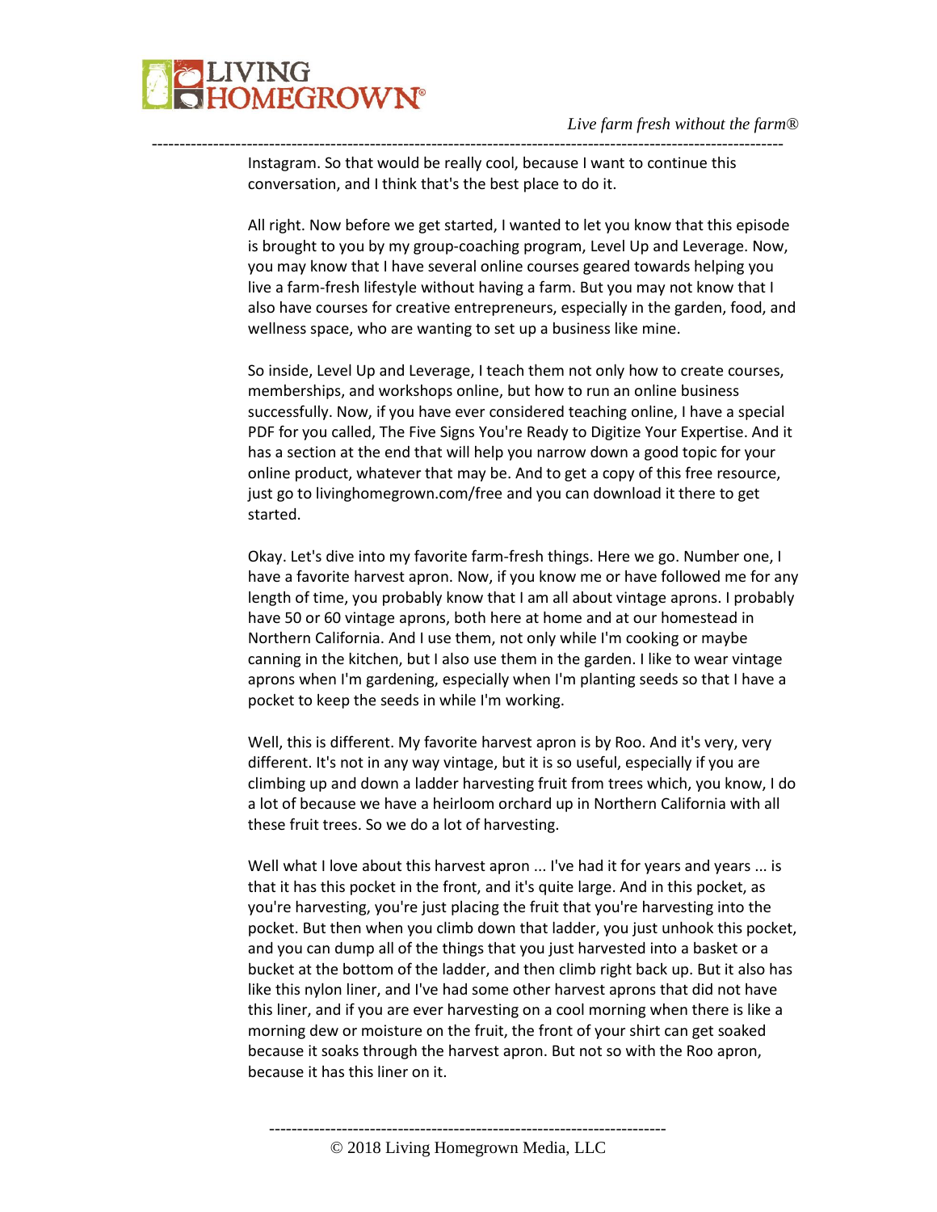Instagram. So that would be really cool, because I want to continue this conversation, and I think that's the best place to do it.

All right. Now before we get started, I wanted to let you know that this episode is brought to you by my group-coaching program, Level Up and Leverage. Now, you may know that I have several online courses geared towards helping you live a farm-fresh lifestyle without having a farm. But you may not know that I also have courses for creative entrepreneurs, especially in the garden, food, and wellness space, who are wanting to set up a business like mine.

So inside, Level Up and Leverage, I teach them not only how to create courses, memberships, and workshops online, but how to run an online business successfully. Now, if you have ever considered teaching online, I have a special PDF for you called, The Five Signs You're Ready to Digitize Your Expertise. And it has a section at the end that will help you narrow down a good topic for your online product, whatever that may be. And to get a copy of this free resource, just go to livinghomegrown.com/free and you can download it there to get started.

Okay. Let's dive into my favorite farm-fresh things. Here we go. Number one, I have a favorite harvest apron. Now, if you know me or have followed me for any length of time, you probably know that I am all about vintage aprons. I probably have 50 or 60 vintage aprons, both here at home and at our homestead in Northern California. And I use them, not only while I'm cooking or maybe canning in the kitchen, but I also use them in the garden. I like to wear vintage aprons when I'm gardening, especially when I'm planting seeds so that I have a pocket to keep the seeds in while I'm working.

Well, this is different. My favorite harvest apron is by Roo. And it's very, very different. It's not in any way vintage, but it is so useful, especially if you are climbing up and down a ladder harvesting fruit from trees which, you know, I do a lot of because we have a heirloom orchard up in Northern California with all these fruit trees. So we do a lot of harvesting.

Well what I love about this harvest apron ... I've had it for years and years ... is that it has this pocket in the front, and it's quite large. And in this pocket, as you're harvesting, you're just placing the fruit that you're harvesting into the pocket. But then when you climb down that ladder, you just unhook this pocket, and you can dump all of the things that you just harvested into a basket or a bucket at the bottom of the ladder, and then climb right back up. But it also has like this nylon liner, and I've had some other harvest aprons that did not have this liner, and if you are ever harvesting on a cool morning when there is like a morning dew or moisture on the fruit, the front of your shirt can get soaked because it soaks through the harvest apron. But not so with the Roo apron, because it has this liner on it.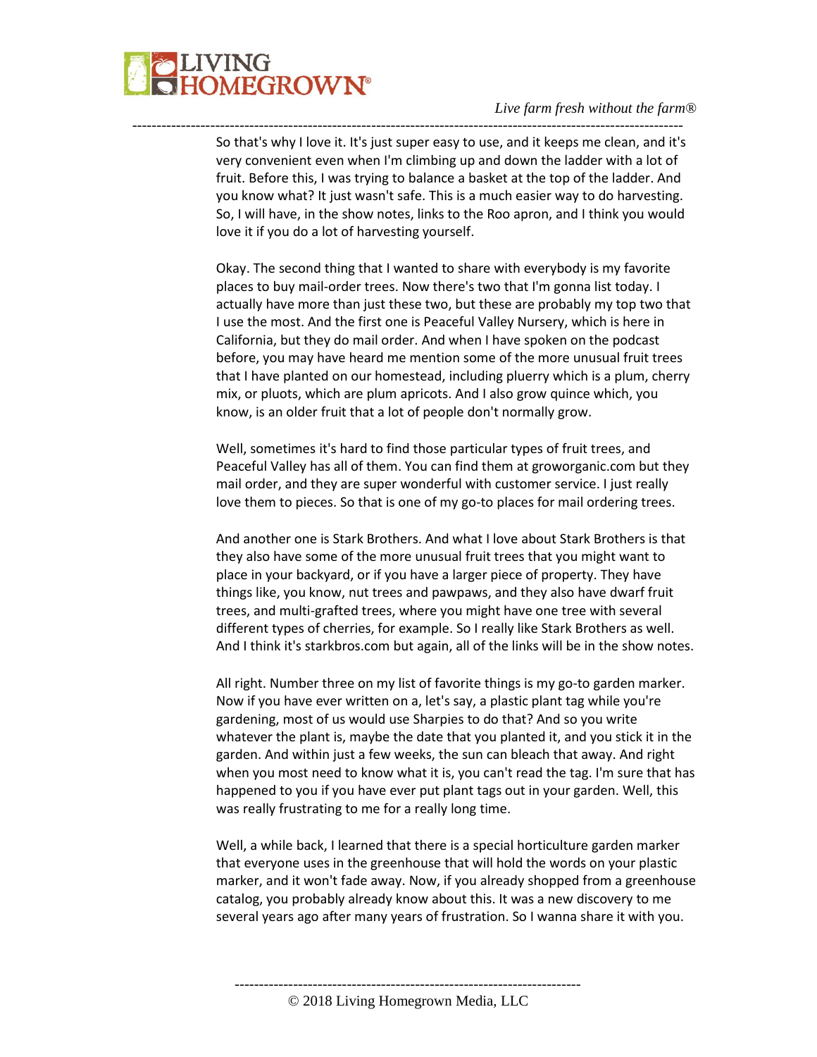So that's why I love it. It's just super easy to use, and it keeps me clean, and it's very convenient even when I'm climbing up and down the ladder with a lot of fruit. Before this, I was trying to balance a basket at the top of the ladder. And you know what? It just wasn't safe. This is a much easier way to do harvesting. So, I will have, in the show notes, links to the Roo apron, and I think you would love it if you do a lot of harvesting yourself.

Okay. The second thing that I wanted to share with everybody is my favorite places to buy mail-order trees. Now there's two that I'm gonna list today. I actually have more than just these two, but these are probably my top two that I use the most. And the first one is Peaceful Valley Nursery, which is here in California, but they do mail order. And when I have spoken on the podcast before, you may have heard me mention some of the more unusual fruit trees that I have planted on our homestead, including pluerry which is a plum, cherry mix, or pluots, which are plum apricots. And I also grow quince which, you know, is an older fruit that a lot of people don't normally grow.

Well, sometimes it's hard to find those particular types of fruit trees, and Peaceful Valley has all of them. You can find them at groworganic.com but they mail order, and they are super wonderful with customer service. I just really love them to pieces. So that is one of my go-to places for mail ordering trees.

And another one is Stark Brothers. And what I love about Stark Brothers is that they also have some of the more unusual fruit trees that you might want to place in your backyard, or if you have a larger piece of property. They have things like, you know, nut trees and pawpaws, and they also have dwarf fruit trees, and multi-grafted trees, where you might have one tree with several different types of cherries, for example. So I really like Stark Brothers as well. And I think it's starkbros.com but again, all of the links will be in the show notes.

All right. Number three on my list of favorite things is my go-to garden marker. Now if you have ever written on a, let's say, a plastic plant tag while you're gardening, most of us would use Sharpies to do that? And so you write whatever the plant is, maybe the date that you planted it, and you stick it in the garden. And within just a few weeks, the sun can bleach that away. And right when you most need to know what it is, you can't read the tag. I'm sure that has happened to you if you have ever put plant tags out in your garden. Well, this was really frustrating to me for a really long time.

Well, a while back, I learned that there is a special horticulture garden marker that everyone uses in the greenhouse that will hold the words on your plastic marker, and it won't fade away. Now, if you already shopped from a greenhouse catalog, you probably already know about this. It was a new discovery to me several years ago after many years of frustration. So I wanna share it with you.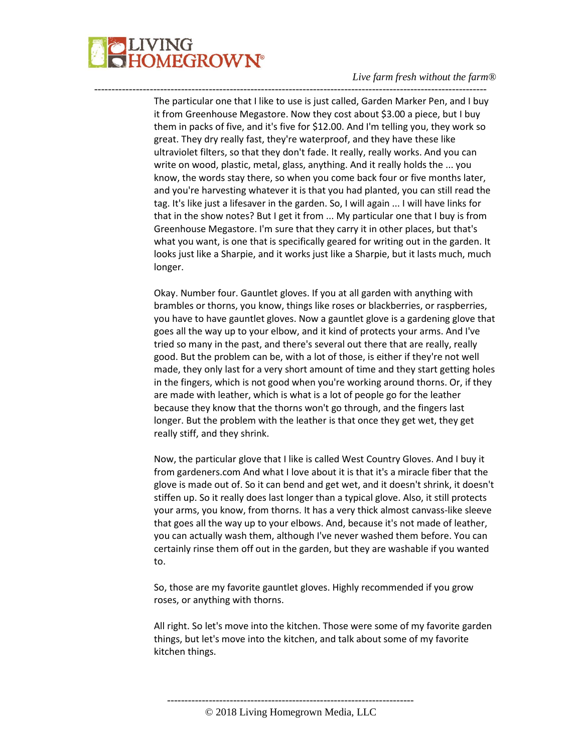The particular one that I like to use is just called, Garden Marker Pen, and I buy it from Greenhouse Megastore. Now they cost about $3.00 a piece, but I buy them in packs of five, and it's five for $12.00. And I'm telling you, they work so great. They dry really fast, they're waterproof, and they have these like ultraviolet filters, so that they don't fade. It really, really works. And you can write on wood, plastic, metal, glass, anything. And it really holds the ... you know, the words stay there, so when you come back four or five months later, and you're harvesting whatever it is that you had planted, you can still read the tag. It's like just a lifesaver in the garden. So, I will again ... I will have links for that in the show notes? But I get it from ... My particular one that I buy is from Greenhouse Megastore. I'm sure that they carry it in other places, but that's what you want, is one that is specifically geared for writing out in the garden. It looks just like a Sharpie, and it works just like a Sharpie, but it lasts much, much longer.

Okay. Number four. Gauntlet gloves. If you at all garden with anything with brambles or thorns, you know, things like roses or blackberries, or raspberries, you have to have gauntlet gloves. Now a gauntlet glove is a gardening glove that goes all the way up to your elbow, and it kind of protects your arms. And I've tried so many in the past, and there's several out there that are really, really good. But the problem can be, with a lot of those, is either if they're not well made, they only last for a very short amount of time and they start getting holes in the fingers, which is not good when you're working around thorns. Or, if they are made with leather, which is what is a lot of people go for the leather because they know that the thorns won't go through, and the fingers last longer. But the problem with the leather is that once they get wet, they get really stiff, and they shrink.

Now, the particular glove that I like is called West Country Gloves. And I buy it from gardeners.com And what I love about it is that it's a miracle fiber that the glove is made out of. So it can bend and get wet, and it doesn't shrink, it doesn't stiffen up. So it really does last longer than a typical glove. Also, it still protects your arms, you know, from thorns. It has a very thick almost canvass-like sleeve that goes all the way up to your elbows. And, because it's not made of leather, you can actually wash them, although I've never washed them before. You can certainly rinse them off out in the garden, but they are washable if you wanted to.

So, those are my favorite gauntlet gloves. Highly recommended if you grow roses, or anything with thorns.

All right. So let's move into the kitchen. Those were some of my favorite garden things, but let's move into the kitchen, and talk about some of my favorite kitchen things.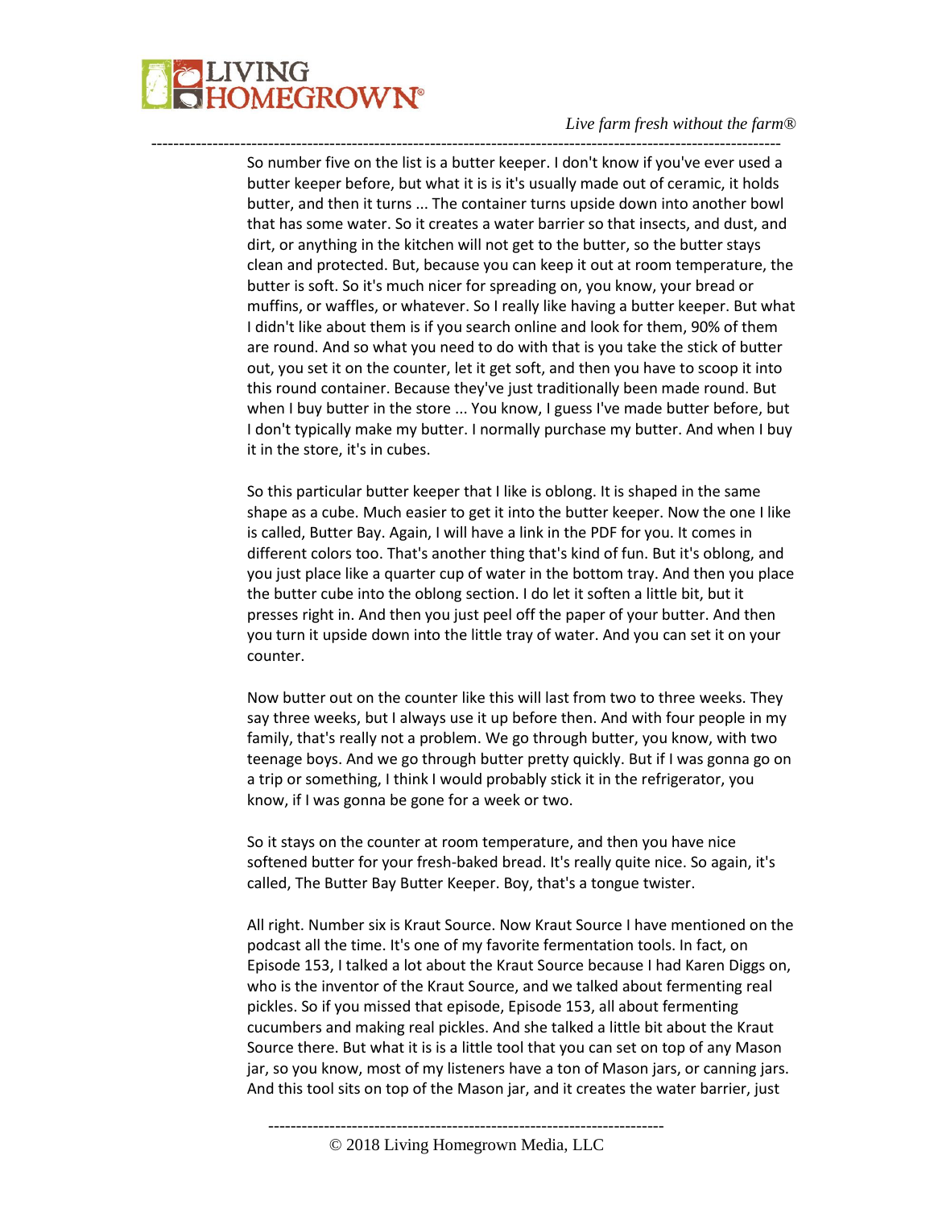So number five on the list is a butter keeper. I don't know if you've ever used a butter keeper before, but what it is is it's usually made out of ceramic, it holds butter, and then it turns ... The container turns upside down into another bowl that has some water. So it creates a water barrier so that insects, and dust, and dirt, or anything in the kitchen will not get to the butter, so the butter stays clean and protected. But, because you can keep it out at room temperature, the butter is soft. So it's much nicer for spreading on, you know, your bread or muffins, or waffles, or whatever. So I really like having a butter keeper. But what I didn't like about them is if you search online and look for them, 90% of them are round. And so what you need to do with that is you take the stick of butter out, you set it on the counter, let it get soft, and then you have to scoop it into this round container. Because they've just traditionally been made round. But when I buy butter in the store ... You know, I guess I've made butter before, but I don't typically make my butter. I normally purchase my butter. And when I buy it in the store, it's in cubes.

So this particular butter keeper that I like is oblong. It is shaped in the same shape as a cube. Much easier to get it into the butter keeper. Now the one I like is called, Butter Bay. Again, I will have a link in the PDF for you. It comes in different colors too. That's another thing that's kind of fun. But it's oblong, and you just place like a quarter cup of water in the bottom tray. And then you place the butter cube into the oblong section. I do let it soften a little bit, but it presses right in. And then you just peel off the paper of your butter. And then you turn it upside down into the little tray of water. And you can set it on your counter.

Now butter out on the counter like this will last from two to three weeks. They say three weeks, but I always use it up before then. And with four people in my family, that's really not a problem. We go through butter, you know, with two teenage boys. And we go through butter pretty quickly. But if I was gonna go on a trip or something, I think I would probably stick it in the refrigerator, you know, if I was gonna be gone for a week or two.

So it stays on the counter at room temperature, and then you have nice softened butter for your fresh-baked bread. It's really quite nice. So again, it's called, The Butter Bay Butter Keeper. Boy, that's a tongue twister.

All right. Number six is Kraut Source. Now Kraut Source I have mentioned on the podcast all the time. It's one of my favorite fermentation tools. In fact, on Episode 153, I talked a lot about the Kraut Source because I had Karen Diggs on, who is the inventor of the Kraut Source, and we talked about fermenting real pickles. So if you missed that episode, Episode 153, all about fermenting cucumbers and making real pickles. And she talked a little bit about the Kraut Source there. But what it is is a little tool that you can set on top of any Mason jar, so you know, most of my listeners have a ton of Mason jars, or canning jars. And this tool sits on top of the Mason jar, and it creates the water barrier, just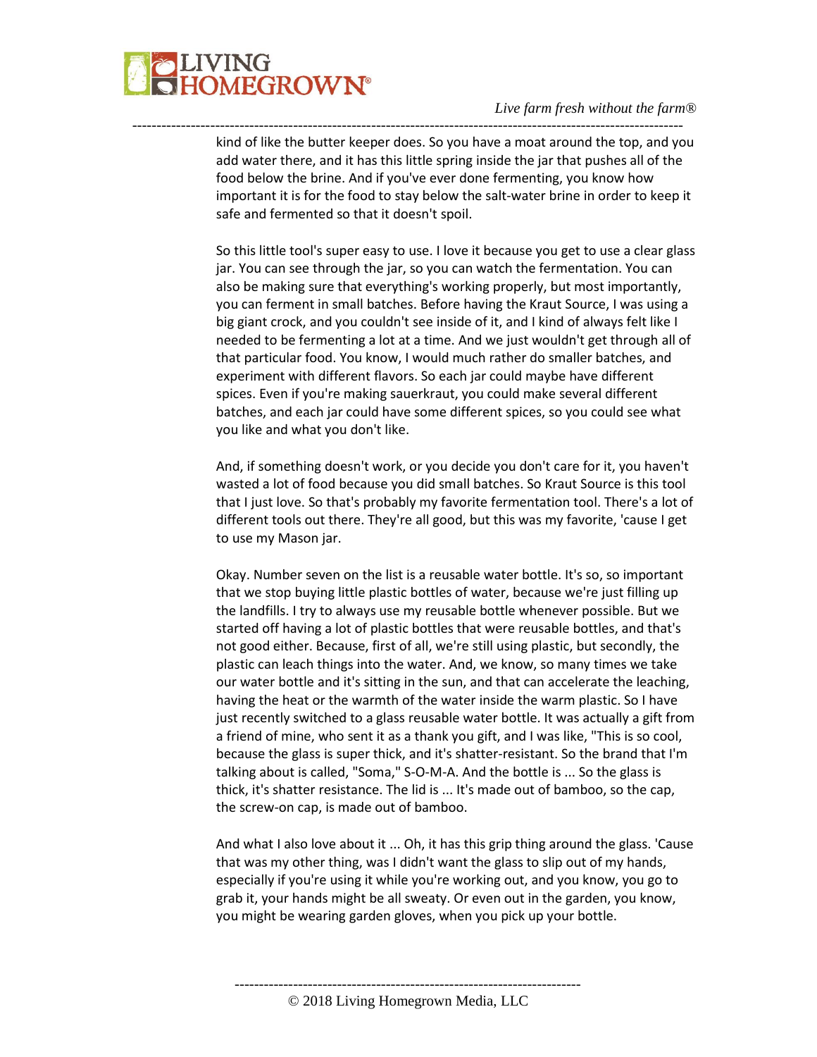kind of like the butter keeper does. So you have a moat around the top, and you add water there, and it has this little spring inside the jar that pushes all of the food below the brine. And if you've ever done fermenting, you know how important it is for the food to stay below the salt-water brine in order to keep it safe and fermented so that it doesn't spoil.

So this little tool's super easy to use. I love it because you get to use a clear glass jar. You can see through the jar, so you can watch the fermentation. You can also be making sure that everything's working properly, but most importantly, you can ferment in small batches. Before having the Kraut Source, I was using a big giant crock, and you couldn't see inside of it, and I kind of always felt like I needed to be fermenting a lot at a time. And we just wouldn't get through all of that particular food. You know, I would much rather do smaller batches, and experiment with different flavors. So each jar could maybe have different spices. Even if you're making sauerkraut, you could make several different batches, and each jar could have some different spices, so you could see what you like and what you don't like.

And, if something doesn't work, or you decide you don't care for it, you haven't wasted a lot of food because you did small batches. So Kraut Source is this tool that I just love. So that's probably my favorite fermentation tool. There's a lot of different tools out there. They're all good, but this was my favorite, 'cause I get to use my Mason jar.

Okay. Number seven on the list is a reusable water bottle. It's so, so important that we stop buying little plastic bottles of water, because we're just filling up the landfills. I try to always use my reusable bottle whenever possible. But we started off having a lot of plastic bottles that were reusable bottles, and that's not good either. Because, first of all, we're still using plastic, but secondly, the plastic can leach things into the water. And, we know, so many times we take our water bottle and it's sitting in the sun, and that can accelerate the leaching, having the heat or the warmth of the water inside the warm plastic. So I have just recently switched to a glass reusable water bottle. It was actually a gift from a friend of mine, who sent it as a thank you gift, and I was like, "This is so cool, because the glass is super thick, and it's shatter-resistant. So the brand that I'm talking about is called, "Soma," S-O-M-A. And the bottle is ... So the glass is thick, it's shatter resistance. The lid is ... It's made out of bamboo, so the cap, the screw-on cap, is made out of bamboo.

And what I also love about it ... Oh, it has this grip thing around the glass. 'Cause that was my other thing, was I didn't want the glass to slip out of my hands, especially if you're using it while you're working out, and you know, you go to grab it, your hands might be all sweaty. Or even out in the garden, you know, you might be wearing garden gloves, when you pick up your bottle.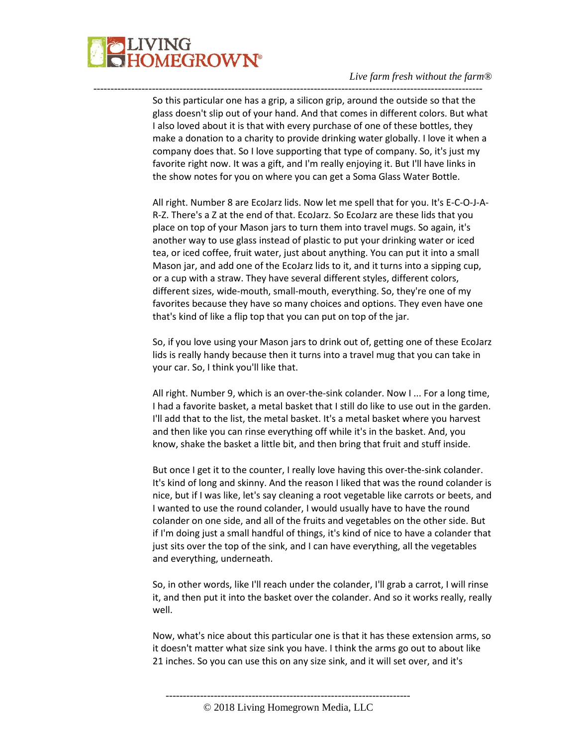So this particular one has a grip, a silicon grip, around the outside so that the glass doesn't slip out of your hand. And that comes in different colors. But what I also loved about it is that with every purchase of one of these bottles, they make a donation to a charity to provide drinking water globally. I love it when a company does that. So I love supporting that type of company. So, it's just my favorite right now. It was a gift, and I'm really enjoying it. But I'll have links in the show notes for you on where you can get a Soma Glass Water Bottle.

All right. Number 8 are EcoJarz lids. Now let me spell that for you. It's E-C-O-J-A-R-Z. There's a Z at the end of that. EcoJarz. So EcoJarz are these lids that you place on top of your Mason jars to turn them into travel mugs. So again, it's another way to use glass instead of plastic to put your drinking water or iced tea, or iced coffee, fruit water, just about anything. You can put it into a small Mason jar, and add one of the EcoJarz lids to it, and it turns into a sipping cup, or a cup with a straw. They have several different styles, different colors, different sizes, wide-mouth, small-mouth, everything. So, they're one of my favorites because they have so many choices and options. They even have one that's kind of like a flip top that you can put on top of the jar.

So, if you love using your Mason jars to drink out of, getting one of these EcoJarz lids is really handy because then it turns into a travel mug that you can take in your car. So, I think you'll like that.

All right. Number 9, which is an over-the-sink colander. Now I ... For a long time, I had a favorite basket, a metal basket that I still do like to use out in the garden. I'll add that to the list, the metal basket. It's a metal basket where you harvest and then like you can rinse everything off while it's in the basket. And, you know, shake the basket a little bit, and then bring that fruit and stuff inside.

But once I get it to the counter, I really love having this over-the-sink colander. It's kind of long and skinny. And the reason I liked that was the round colander is nice, but if I was like, let's say cleaning a root vegetable like carrots or beets, and I wanted to use the round colander, I would usually have to have the round colander on one side, and all of the fruits and vegetables on the other side. But if I'm doing just a small handful of things, it's kind of nice to have a colander that just sits over the top of the sink, and I can have everything, all the vegetables and everything, underneath.

So, in other words, like I'll reach under the colander, I'll grab a carrot, I will rinse it, and then put it into the basket over the colander. And so it works really, really well.

Now, what's nice about this particular one is that it has these extension arms, so it doesn't matter what size sink you have. I think the arms go out to about like 21 inches. So you can use this on any size sink, and it will set over, and it's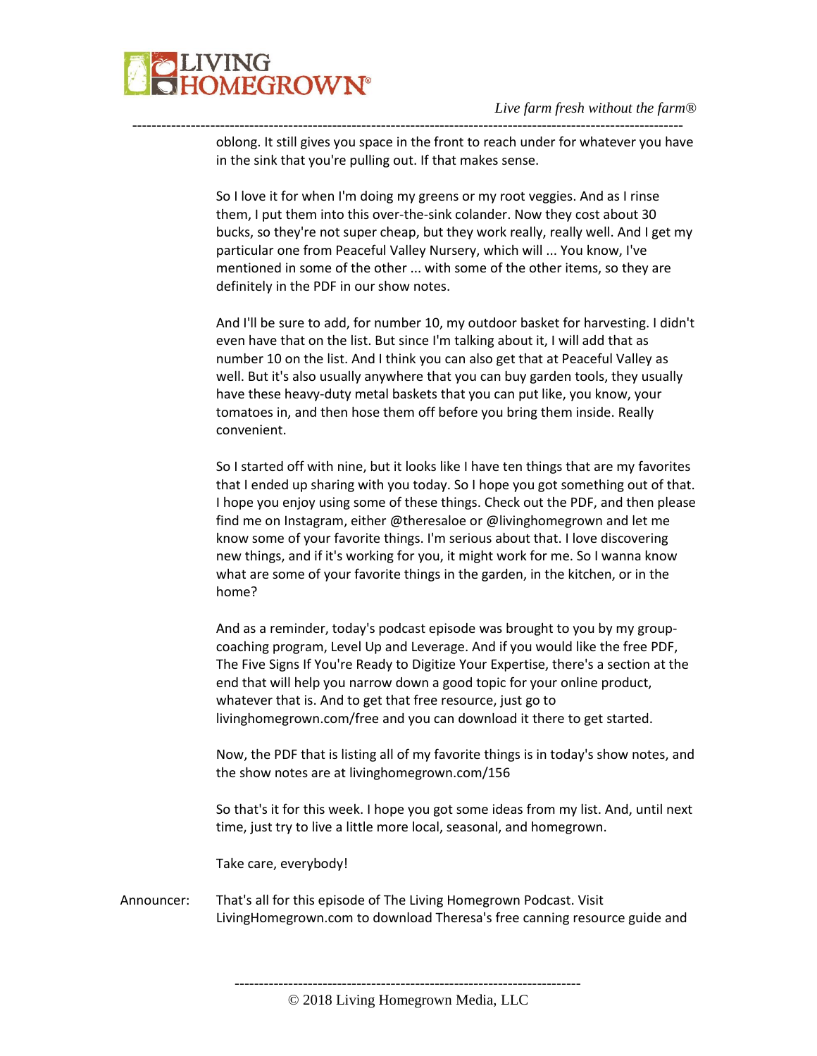oblong. It still gives you space in the front to reach under for whatever you have in the sink that you're pulling out. If that makes sense.

So I love it for when I'm doing my greens or my root veggies. And as I rinse them, I put them into this over-the-sink colander. Now they cost about 30 bucks, so they're not super cheap, but they work really, really well. And I get my particular one from Peaceful Valley Nursery, which will ... You know, I've mentioned in some of the other ... with some of the other items, so they are definitely in the PDF in our show notes.

And I'll be sure to add, for number 10, my outdoor basket for harvesting. I didn't even have that on the list. But since I'm talking about it, I will add that as number 10 on the list. And I think you can also get that at Peaceful Valley as well. But it's also usually anywhere that you can buy garden tools, they usually have these heavy-duty metal baskets that you can put like, you know, your tomatoes in, and then hose them off before you bring them inside. Really convenient.

So I started off with nine, but it looks like I have ten things that are my favorites that I ended up sharing with you today. So I hope you got something out of that. I hope you enjoy using some of these things. Check out the PDF, and then please find me on Instagram, either @theresaloe or @livinghomegrown and let me know some of your favorite things. I'm serious about that. I love discovering new things, and if it's working for you, it might work for me. So I wanna know what are some of your favorite things in the garden, in the kitchen, or in the home?

And as a reminder, today's podcast episode was brought to you by my group-coaching program, Level Up and Leverage. And if you would like the free PDF, The Five Signs If You're Ready to Digitize Your Expertise, there's a section at the end that will help you narrow down a good topic for your online product, whatever that is. And to get that free resource, just go to livinghomegrown.com/free and you can download it there to get started.

Now, the PDF that is listing all of my favorite things is in today's show notes, and the show notes are at livinghomegrown.com/156

So that's it for this week. I hope you got some ideas from my list. And, until next time, just try to live a little more local, seasonal, and homegrown.

Take care, everybody!

Announcer: That's all for this episode of The Living Homegrown Podcast. Visit LivingHomegrown.com to download Theresa's free canning resource guide and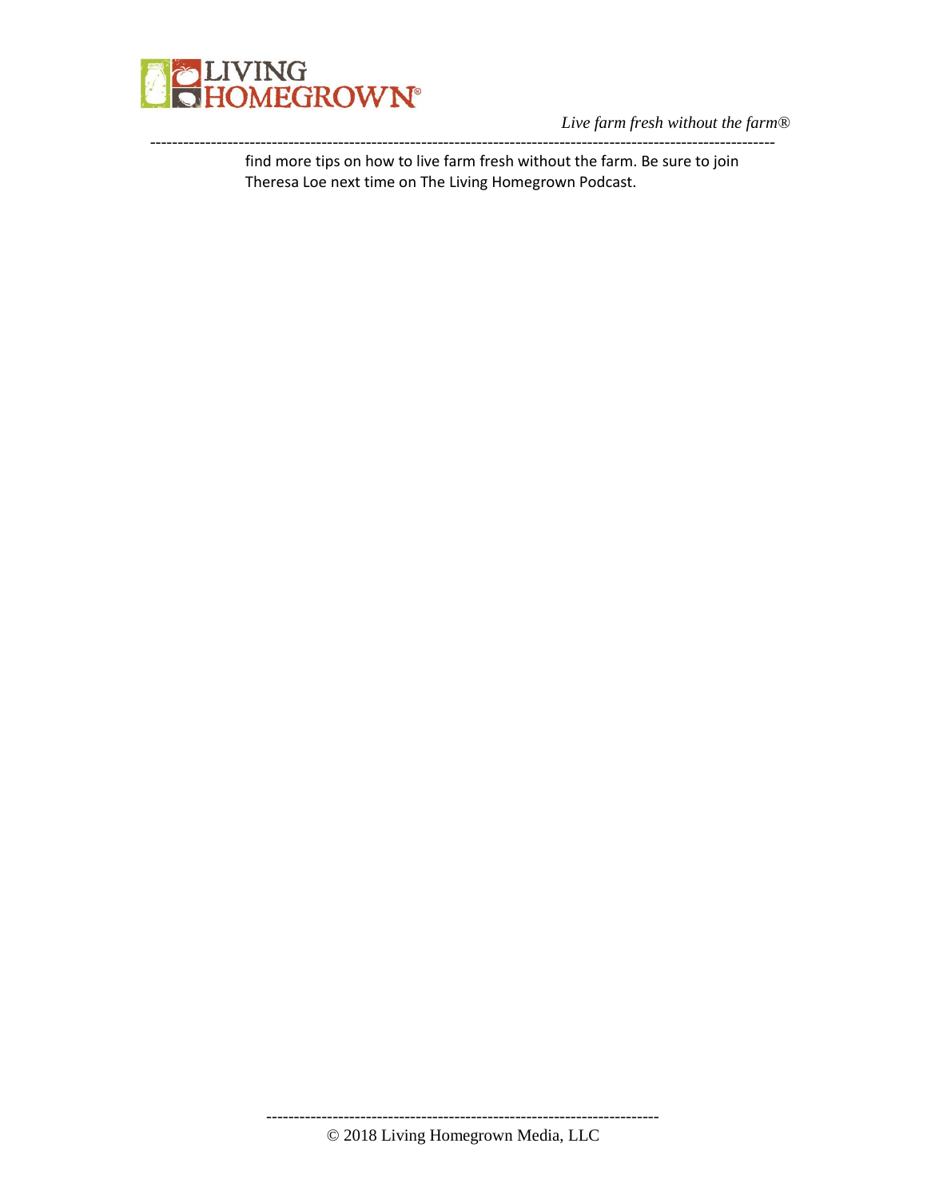find more tips on how to live farm fresh without the farm. Be sure to join Theresa Loe next time on The Living Homegrown Podcast.